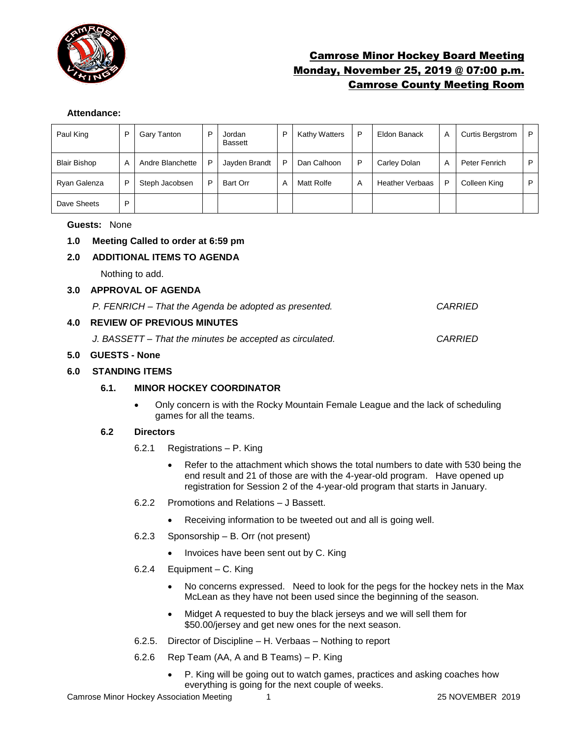# Camrose Minor Hockey Board Meeting
## Monday, November 25, 2019 @ 07:00 p.m.
## Camrose County Meeting Room

**Attendance:**

| Paul King | P | Gary Tanton | P | Jordan Bassett | P | Kathy Watters | P | Eldon Banack | A | Curtis Bergstrom | P |
|---|---|---|---|---|---|---|---|---|---|---|---|
| Blair Bishop | A | Andre Blanchette | P | Jayden Brandt | P | Dan Calhoon | P | Carley Dolan | A | Peter Fenrich | P |
| Ryan Galenza | P | Steph Jacobsen | P | Bart Orr | A | Matt Rolfe | A | Heather Verbaas | P | Colleen King | P |
| Dave Sheets | P | | | | | | | | | | |

**Guests:** None

**1.0 Meeting Called to order at 6:59 pm**

**2.0 ADDITIONAL ITEMS TO AGENDA**

Nothing to add.

**3.0 APPROVAL OF AGENDA**

*P. FENRICH – That the Agenda be adopted as presented.* *CARRIED*

**4.0 REVIEW OF PREVIOUS MINUTES**

*J. BASSETT – That the minutes be accepted as circulated.* *CARRIED*

**5.0 GUESTS - None**

**6.0 STANDING ITEMS**

**6.1. MINOR HOCKEY COORDINATOR**

- Only concern is with the Rocky Mountain Female League and the lack of scheduling games for all the teams.

**6.2 Directors**

6.2.1 Registrations – P. King

- Refer to the attachment which shows the total numbers to date with 530 being the end result and 21 of those are with the 4-year-old program. Have opened up registration for Session 2 of the 4-year-old program that starts in January.

6.2.2 Promotions and Relations – J Bassett.

- Receiving information to be tweeted out and all is going well.

6.2.3 Sponsorship – B. Orr (not present)

- Invoices have been sent out by C. King

6.2.4 Equipment – C. King

- No concerns expressed. Need to look for the pegs for the hockey nets in the Max McLean as they have not been used since the beginning of the season.
- Midget A requested to buy the black jerseys and we will sell them for $50.00/jersey and get new ones for the next season.

6.2.5. Director of Discipline – H. Verbaas – Nothing to report

6.2.6 Rep Team (AA, A and B Teams) – P. King

- P. King will be going out to watch games, practices and asking coaches how everything is going for the next couple of weeks.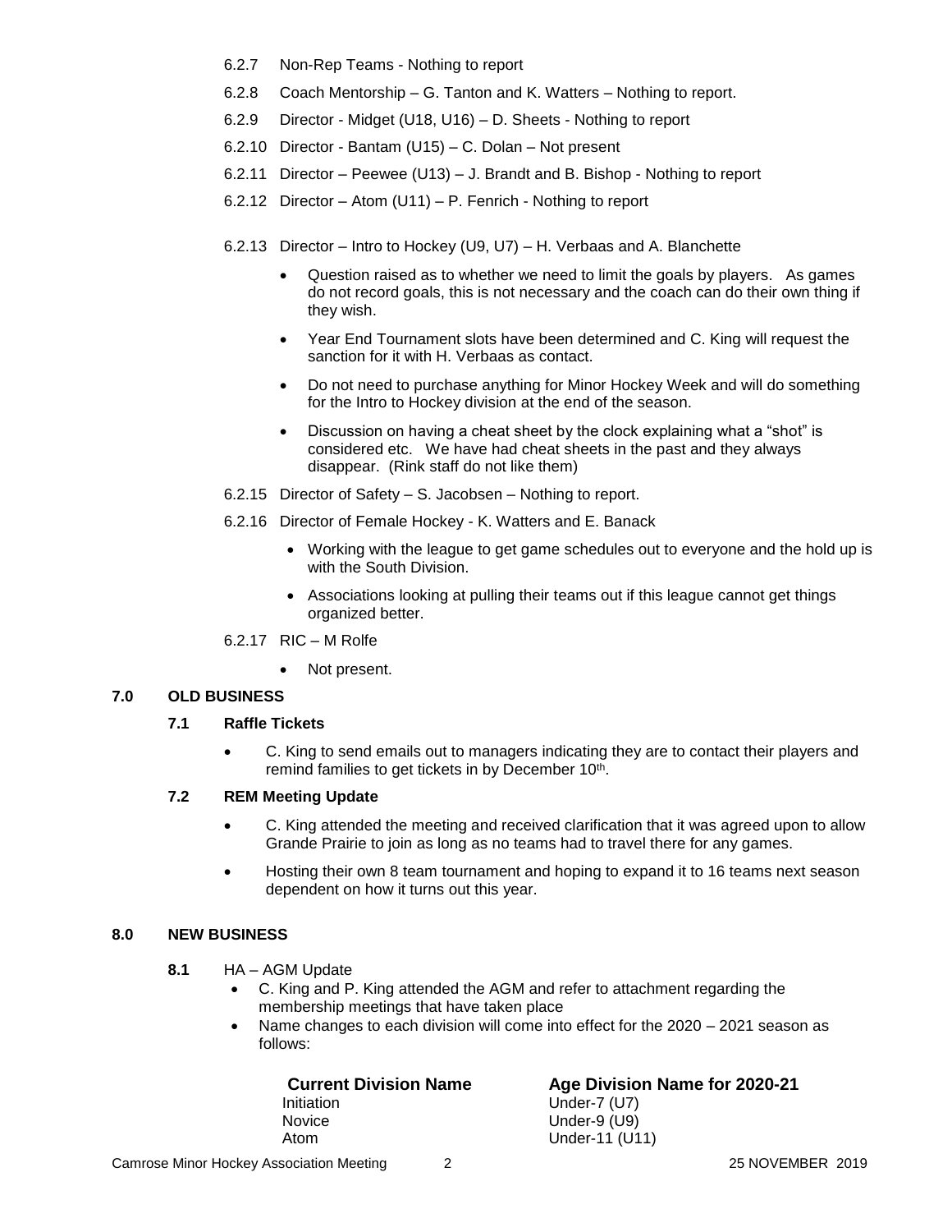6.2.7 Non-Rep Teams - Nothing to report

6.2.8 Coach Mentorship – G. Tanton and K. Watters – Nothing to report.

6.2.9 Director - Midget (U18, U16) – D. Sheets - Nothing to report

6.2.10 Director - Bantam (U15) – C. Dolan – Not present

6.2.11 Director – Peewee (U13) – J. Brandt and B. Bishop - Nothing to report

6.2.12 Director – Atom (U11) – P. Fenrich - Nothing to report

6.2.13 Director – Intro to Hockey (U9, U7) – H. Verbaas and A. Blanchette

- Question raised as to whether we need to limit the goals by players. As games do not record goals, this is not necessary and the coach can do their own thing if they wish.
- Year End Tournament slots have been determined and C. King will request the sanction for it with H. Verbaas as contact.
- Do not need to purchase anything for Minor Hockey Week and will do something for the Intro to Hockey division at the end of the season.
- Discussion on having a cheat sheet by the clock explaining what a "shot" is considered etc. We have had cheat sheets in the past and they always disappear. (Rink staff do not like them)

6.2.15 Director of Safety – S. Jacobsen – Nothing to report.

6.2.16 Director of Female Hockey - K. Watters and E. Banack

- Working with the league to get game schedules out to everyone and the hold up is with the South Division.
- Associations looking at pulling their teams out if this league cannot get things organized better.

6.2.17 RIC – M Rolfe

- Not present.

## 7.0 OLD BUSINESS

### 7.1 Raffle Tickets

- C. King to send emails out to managers indicating they are to contact their players and remind families to get tickets in by December 10th.

### 7.2 REM Meeting Update

- C. King attended the meeting and received clarification that it was agreed upon to allow Grande Prairie to join as long as no teams had to travel there for any games.
- Hosting their own 8 team tournament and hoping to expand it to 16 teams next season dependent on how it turns out this year.

## 8.0 NEW BUSINESS

**8.1** HA – AGM Update

- C. King and P. King attended the AGM and refer to attachment regarding the membership meetings that have taken place
- Name changes to each division will come into effect for the 2020 – 2021 season as follows:

| Current Division Name | Age Division Name for 2020-21 |
|---|---|
| Initiation | Under-7 (U7) |
| Novice | Under-9 (U9) |
| Atom | Under-11 (U11) |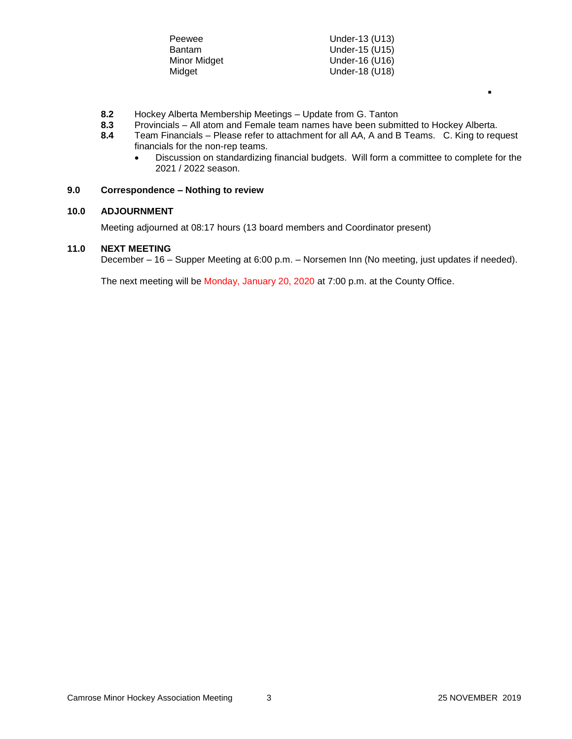| | |
|---|---|
| Peewee | Under-13 (U13) |
| Bantam | Under-15 (U15) |
| Minor Midget | Under-16 (U16) |
| Midget | Under-18 (U18) |

**8.2** Hockey Alberta Membership Meetings – Update from G. Tanton

**8.3** Provincials – All atom and Female team names have been submitted to Hockey Alberta.

**8.4** Team Financials – Please refer to attachment for all AA, A and B Teams. C. King to request financials for the non-rep teams.

- Discussion on standardizing financial budgets. Will form a committee to complete for the 2021 / 2022 season.

## 9.0 Correspondence – Nothing to review

## 10.0 ADJOURNMENT

Meeting adjourned at 08:17 hours (13 board members and Coordinator present)

## 11.0 NEXT MEETING

December – 16 – Supper Meeting at 6:00 p.m. – Norsemen Inn (No meeting, just updates if needed).

The next meeting will be Monday, January 20, 2020 at 7:00 p.m. at the County Office.